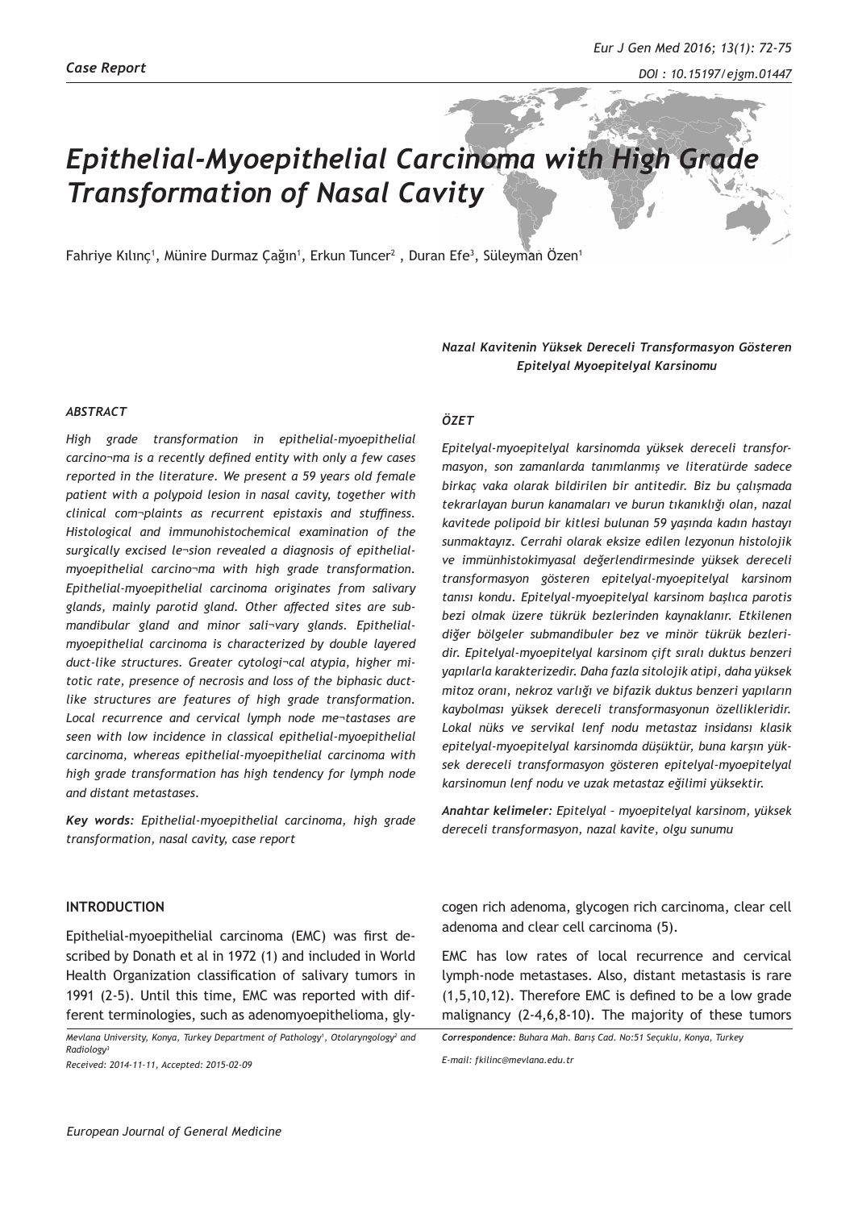*Case Report*

# *Epithelial-Myoepithelial Carcinoma with High Grade Transformation of Nasal Cavity*

Fahriye Kılınç[1], Münire Durmaz Çağın[1], Erkun Tuncer[2] , Duran Efe[3], Süleyman Özen[1]

***Nazal Kavitenin Yüksek Dereceli Transformasyon Gösteren Epitelyal Myoepitelyal Karsinomu***

### *ABSTRACT*

*High grade transformation in epithelial-myoepithelial carcino¬ma is a recently defined entity with only a few cases reported in the literature. We present a 59 years old female patient with a polypoid lesion in nasal cavity, together with clinical com¬plaints as recurrent epistaxis and stuffiness. Histological and immunohistochemical examination of the surgically excised le¬sion revealed a diagnosis of epithelial-myoepithelial carcino¬ma with high grade transformation. Epithelial-myoepithelial carcinoma originates from salivary glands, mainly parotid gland. Other affected sites are sub-mandibular gland and minor sali¬vary glands. Epithelial-myoepithelial carcinoma is characterized by double layered duct-like structures. Greater cytologi¬cal atypia, higher mitotic rate, presence of necrosis and loss of the biphasic duct-like structures are features of high grade transformation. Local recurrence and cervical lymph node me¬tastases are seen with low incidence in classical epithelial-myoepithelial carcinoma, whereas epithelial-myoepithelial carcinoma with high grade transformation has high tendency for lymph node and distant metastases.*

***Key words:*** *Epithelial-myoepithelial carcinoma, high grade transformation, nasal cavity, case report*

### *ÖZET*

*Epitelyal-myoepitelyal karsinomda yüksek dereceli transformasyon, son zamanlarda tanımlanmış ve literatürde sadece birkaç vaka olarak bildirilen bir antitedir. Biz bu çalışmada tekrarlayan burun kanamaları ve burun tıkanıklığı olan, nazal kavitede polipoid bir kitlesi bulunan 59 yaşında kadın hastayı sunmaktayız. Cerrahi olarak eksize edilen lezyonun histolojik ve immünhistokimyasal değerlendirmesinde yüksek dereceli transformasyon gösteren epitelyal-myoepitelyal karsinom tanısı kondu. Epitelyal-myoepitelyal karsinom başlıca parotis bezi olmak üzere tükrük bezlerinden kaynaklanır. Etkilenen diğer bölgeler submandibuler bez ve minör tükrük bezleridir. Epitelyal-myoepitelyal karsinom çift sıralı duktus benzeri yapılarla karakterizedir. Daha fazla sitolojik atipi, daha yüksek mitoz oranı, nekroz varlığı ve bifazik duktus benzeri yapıların kaybolması yüksek dereceli transformasyonun özellikleridir. Lokal nüks ve servikal lenf nodu metastaz insidansı klasik epitelyal-myoepitelyal karsinomda düşüktür, buna karşın yüksek dereceli transformasyon gösteren epitelyal-myoepitelyal karsinomun lenf nodu ve uzak metastaz eğilimi yüksektir.*

***Anahtar kelimeler:*** *Epitelyal – myoepitelyal karsinom, yüksek dereceli transformasyon, nazal kavite, olgu sunumu*

## INTRODUCTION

Epithelial-myoepithelial carcinoma (EMC) was first described by Donath et al in 1972 (1) and included in World Health Organization classification of salivary tumors in 1991 (2-5). Until this time, EMC was reported with different terminologies, such as adenomyoepithelioma, glycogen rich adenoma, glycogen rich carcinoma, clear cell adenoma and clear cell carcinoma (5).

EMC has low rates of local recurrence and cervical lymph-node metastases. Also, distant metastasis is rare (1,5,10,12). Therefore EMC is defined to be a low grade malignancy (2-4,6,8-10). The majority of these tumors

*Mevlana University, Konya, Turkey Department of Pathology[1], Otolaryngology[2] and Radiology[3]*
*Received: 2014-11-11, Accepted: 2015-02-09*

***Correspondence:*** *Buhara Mah. Barış Cad. No:51 Seçuklu, Konya, Turkey*
*E-mail: fkilinc@mevlana.edu.tr*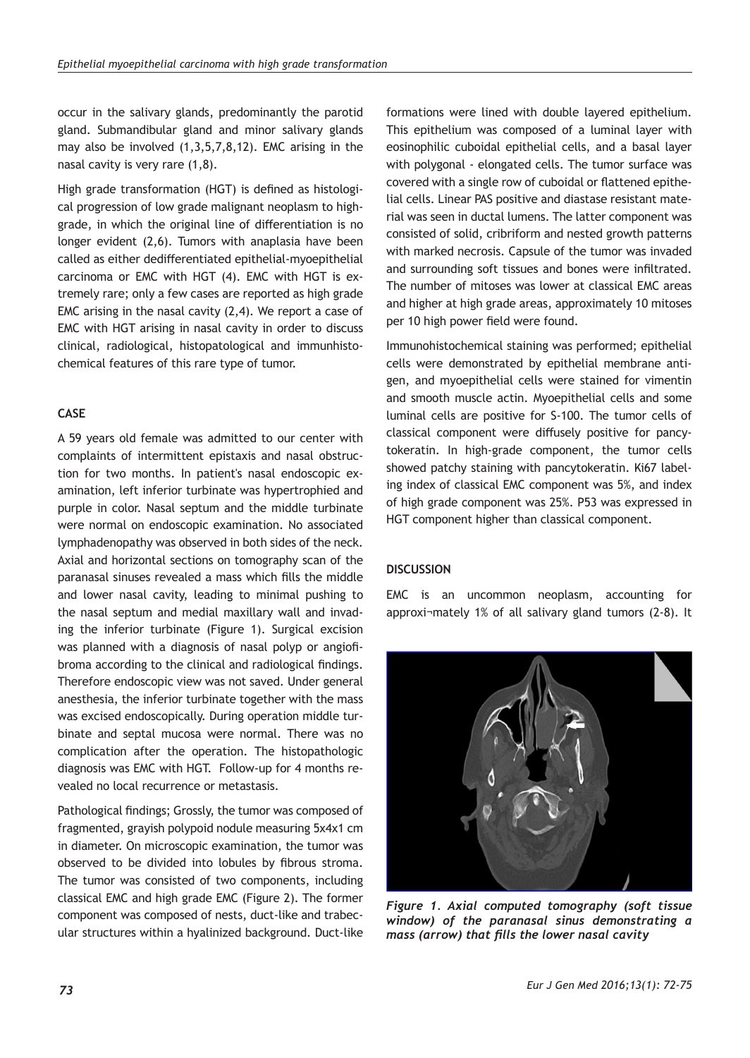occur in the salivary glands, predominantly the parotid gland. Submandibular gland and minor salivary glands may also be involved (1,3,5,7,8,12). EMC arising in the nasal cavity is very rare (1,8).

High grade transformation (HGT) is defined as histological progression of low grade malignant neoplasm to high-grade, in which the original line of differentiation is no longer evident (2,6). Tumors with anaplasia have been called as either dedifferentiated epithelial-myoepithelial carcinoma or EMC with HGT (4). EMC with HGT is extremely rare; only a few cases are reported as high grade EMC arising in the nasal cavity (2,4). We report a case of EMC with HGT arising in nasal cavity in order to discuss clinical, radiological, histopatological and immunhistochemical features of this rare type of tumor.

## CASE

A 59 years old female was admitted to our center with complaints of intermittent epistaxis and nasal obstruction for two months. In patient's nasal endoscopic examination, left inferior turbinate was hypertrophied and purple in color. Nasal septum and the middle turbinate were normal on endoscopic examination. No associated lymphadenopathy was observed in both sides of the neck. Axial and horizontal sections on tomography scan of the paranasal sinuses revealed a mass which fills the middle and lower nasal cavity, leading to minimal pushing to the nasal septum and medial maxillary wall and invading the inferior turbinate (Figure 1). Surgical excision was planned with a diagnosis of nasal polyp or angiofibroma according to the clinical and radiological findings. Therefore endoscopic view was not saved. Under general anesthesia, the inferior turbinate together with the mass was excised endoscopically. During operation middle turbinate and septal mucosa were normal. There was no complication after the operation. The histopathologic diagnosis was EMC with HGT. Follow-up for 4 months revealed no local recurrence or metastasis.

Pathological findings; Grossly, the tumor was composed of fragmented, grayish polypoid nodule measuring 5x4x1 cm in diameter. On microscopic examination, the tumor was observed to be divided into lobules by fibrous stroma. The tumor was consisted of two components, including classical EMC and high grade EMC (Figure 2). The former component was composed of nests, duct-like and trabecular structures within a hyalinized background. Duct-like formations were lined with double layered epithelium. This epithelium was composed of a luminal layer with eosinophilic cuboidal epithelial cells, and a basal layer with polygonal - elongated cells. The tumor surface was covered with a single row of cuboidal or flattened epithelial cells. Linear PAS positive and diastase resistant material was seen in ductal lumens. The latter component was consisted of solid, cribriform and nested growth patterns with marked necrosis. Capsule of the tumor was invaded and surrounding soft tissues and bones were infiltrated. The number of mitoses was lower at classical EMC areas and higher at high grade areas, approximately 10 mitoses per 10 high power field were found.

Immunohistochemical staining was performed; epithelial cells were demonstrated by epithelial membrane antigen, and myoepithelial cells were stained for vimentin and smooth muscle actin. Myoepithelial cells and some luminal cells are positive for S-100. The tumor cells of classical component were diffusely positive for pancytokeratin. In high-grade component, the tumor cells showed patchy staining with pancytokeratin. Ki67 labeling index of classical EMC component was 5%, and index of high grade component was 25%. P53 was expressed in HGT component higher than classical component.

## DISCUSSION

EMC is an uncommon neoplasm, accounting for approxi¬mately 1% of all salivary gland tumors (2-8). It

*Figure 1. Axial computed tomography (soft tissue window) of the paranasal sinus demonstrating a mass (arrow) that fills the lower nasal cavity*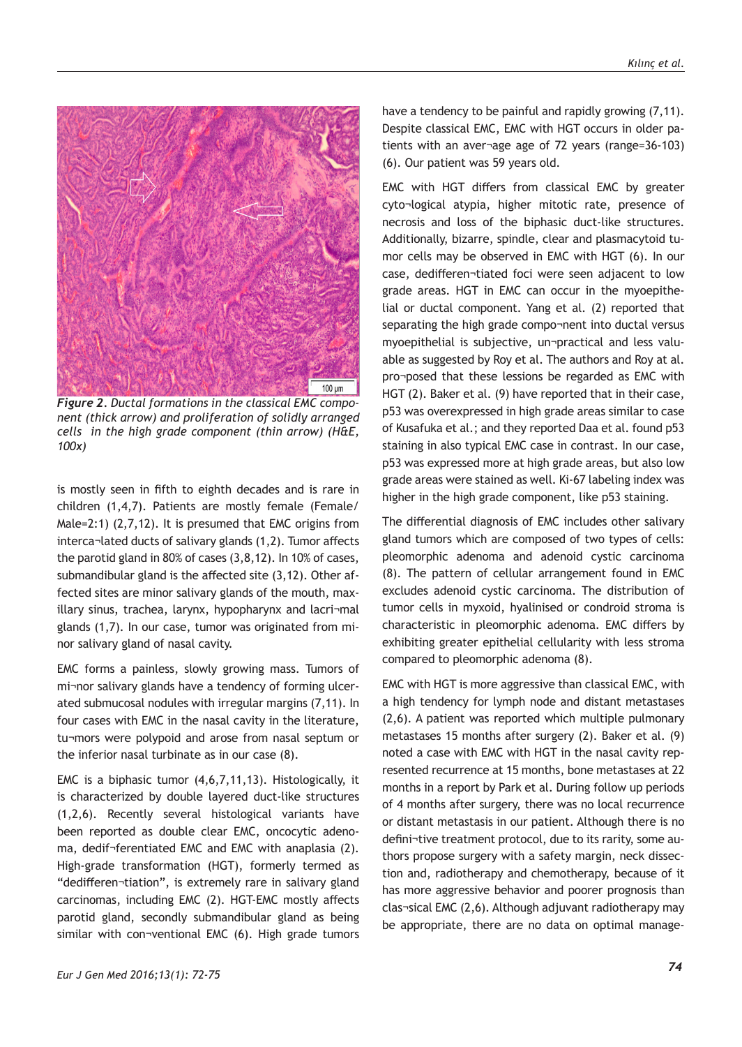*Figure 2. Ductal formations in the classical EMC component (thick arrow) and proliferation of solidly arranged cells in the high grade component (thin arrow) (H&E, 100x)*

is mostly seen in fifth to eighth decades and is rare in children (1,4,7). Patients are mostly female (Female/Male=2:1) (2,7,12). It is presumed that EMC origins from interca¬lated ducts of salivary glands (1,2). Tumor affects the parotid gland in 80% of cases (3,8,12). In 10% of cases, submandibular gland is the affected site (3,12). Other affected sites are minor salivary glands of the mouth, maxillary sinus, trachea, larynx, hypopharynx and lacri¬mal glands (1,7). In our case, tumor was originated from minor salivary gland of nasal cavity.

EMC forms a painless, slowly growing mass. Tumors of mi¬nor salivary glands have a tendency of forming ulcerated submucosal nodules with irregular margins (7,11). In four cases with EMC in the nasal cavity in the literature, tu¬mors were polypoid and arose from nasal septum or the inferior nasal turbinate as in our case (8).

EMC is a biphasic tumor (4,6,7,11,13). Histologically, it is characterized by double layered duct-like structures (1,2,6). Recently several histological variants have been reported as double clear EMC, oncocytic adenoma, dedif¬ferentiated EMC and EMC with anaplasia (2). High-grade transformation (HGT), formerly termed as "dedifferen¬tiation", is extremely rare in salivary gland carcinomas, including EMC (2). HGT-EMC mostly affects parotid gland, secondly submandibular gland as being similar with con¬ventional EMC (6). High grade tumors have a tendency to be painful and rapidly growing (7,11). Despite classical EMC, EMC with HGT occurs in older patients with an aver¬age age of 72 years (range=36-103) (6). Our patient was 59 years old.

EMC with HGT differs from classical EMC by greater cyto¬logical atypia, higher mitotic rate, presence of necrosis and loss of the biphasic duct-like structures. Additionally, bizarre, spindle, clear and plasmacytoid tumor cells may be observed in EMC with HGT (6). In our case, dedifferen¬tiated foci were seen adjacent to low grade areas. HGT in EMC can occur in the myoepithelial or ductal component. Yang et al. (2) reported that separating the high grade compo¬nent into ductal versus myoepithelial is subjective, un¬practical and less valuable as suggested by Roy et al. The authors and Roy at al. pro¬posed that these lessions be regarded as EMC with HGT (2). Baker et al. (9) have reported that in their case, p53 was overexpressed in high grade areas similar to case of Kusafuka et al.; and they reported Daa et al. found p53 staining in also typical EMC case in contrast. In our case, p53 was expressed more at high grade areas, but also low grade areas were stained as well. Ki-67 labeling index was higher in the high grade component, like p53 staining.

The differential diagnosis of EMC includes other salivary gland tumors which are composed of two types of cells: pleomorphic adenoma and adenoid cystic carcinoma (8). The pattern of cellular arrangement found in EMC excludes adenoid cystic carcinoma. The distribution of tumor cells in myxoid, hyalinised or condroid stroma is characteristic in pleomorphic adenoma. EMC differs by exhibiting greater epithelial cellularity with less stroma compared to pleomorphic adenoma (8).

EMC with HGT is more aggressive than classical EMC, with a high tendency for lymph node and distant metastases (2,6). A patient was reported which multiple pulmonary metastases 15 months after surgery (2). Baker et al. (9) noted a case with EMC with HGT in the nasal cavity represented recurrence at 15 months, bone metastases at 22 months in a report by Park et al. During follow up periods of 4 months after surgery, there was no local recurrence or distant metastasis in our patient. Although there is no defini¬tive treatment protocol, due to its rarity, some authors propose surgery with a safety margin, neck dissection and, radiotherapy and chemotherapy, because of it has more aggressive behavior and poorer prognosis than clas¬sical EMC (2,6). Although adjuvant radiotherapy may be appropriate, there are no data on optimal manage-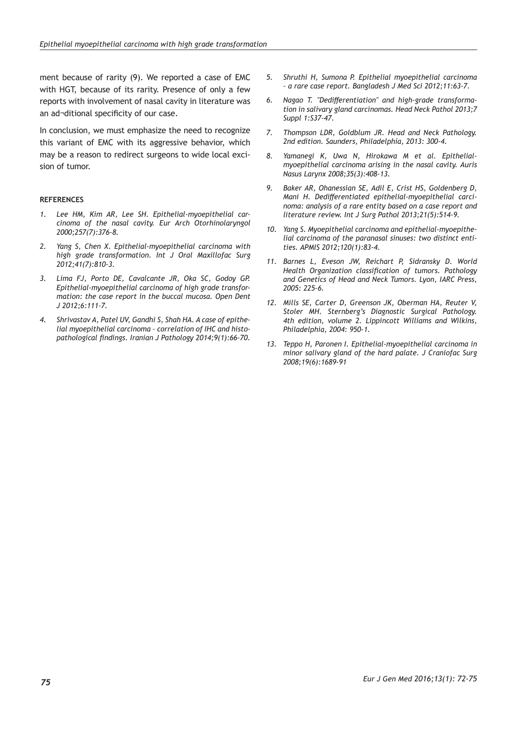ment because of rarity (9). We reported a case of EMC with HGT, because of its rarity. Presence of only a few reports with involvement of nasal cavity in literature was an ad¬ditional specificity of our case.

In conclusion, we must emphasize the need to recognize this variant of EMC with its aggressive behavior, which may be a reason to redirect surgeons to wide local excision of tumor.

## REFERENCES

1. *Lee HM, Kim AR, Lee SH. Epithelial-myoepithelial carcinoma of the nasal cavity. Eur Arch Otorhinolaryngol 2000;257(7):376-8.*
2. *Yang S, Chen X. Epithelial-myoepithelial carcinoma with high grade transformation. Int J Oral Maxillofac Surg 2012;41(7):810-3.*
3. *Lima FJ, Porto DE, Cavalcante JR, Oka SC, Godoy GP. Epithelial-myoepithelial carcinoma of high grade transformation: the case report in the buccal mucosa. Open Dent J 2012;6:111-7.*
4. *Shrivastav A, Patel UV, Gandhi S, Shah HA. A case of epithelial myoepithelial carcinoma – correlation of IHC and histopathological findings. Iranian J Pathology 2014;9(1):66-70.*
5. *Shruthi H, Sumona P. Epithelial myoepithelial carcinoma – a rare case report. Bangladesh J Med Sci 2012;11:63-7.*
6. *Nagao T. "Dedifferentiation" and high-grade transformation in salivary gland carcinomas. Head Neck Pathol 2013;7 Suppl 1:S37-47.*
7. *Thompson LDR, Goldblum JR. Head and Neck Pathology. 2nd edition. Saunders, Philadelphia, 2013: 300-4.*
8. *Yamanegi K, Uwa N, Hirokawa M et al. Epithelial-myoepithelial carcinoma arising in the nasal cavity. Auris Nasus Larynx 2008;35(3):408-13.*
9. *Baker AR, Ohanessian SE, Adil E, Crist HS, Goldenberg D, Mani H. Dedifferentiated epithelial-myoepithelial carcinoma: analysis of a rare entity based on a case report and literature review. Int J Surg Pathol 2013;21(5):514-9.*
10. *Yang S. Myoepithelial carcinoma and epithelial-myoepithelial carcinoma of the paranasal sinuses: two distinct entities. APMIS 2012;120(1):83-4.*
11. *Barnes L, Eveson JW, Reichart P, Sidransky D. World Health Organization classification of tumors. Pathology and Genetics of Head and Neck Tumors. Lyon, IARC Press, 2005: 225-6.*
12. *Mills SE, Carter D, Greenson JK, Oberman HA, Reuter V, Stoler MH. Sternberg's Diagnostic Surgical Pathology. 4th edition, volume 2. Lippincott Williams and Wilkins, Philadelphia, 2004: 950-1.*
13. *Teppo H, Paronen I. Epithelial-myoepithelial carcinoma in minor salivary gland of the hard palate. J Craniofac Surg 2008;19(6):1689-91*